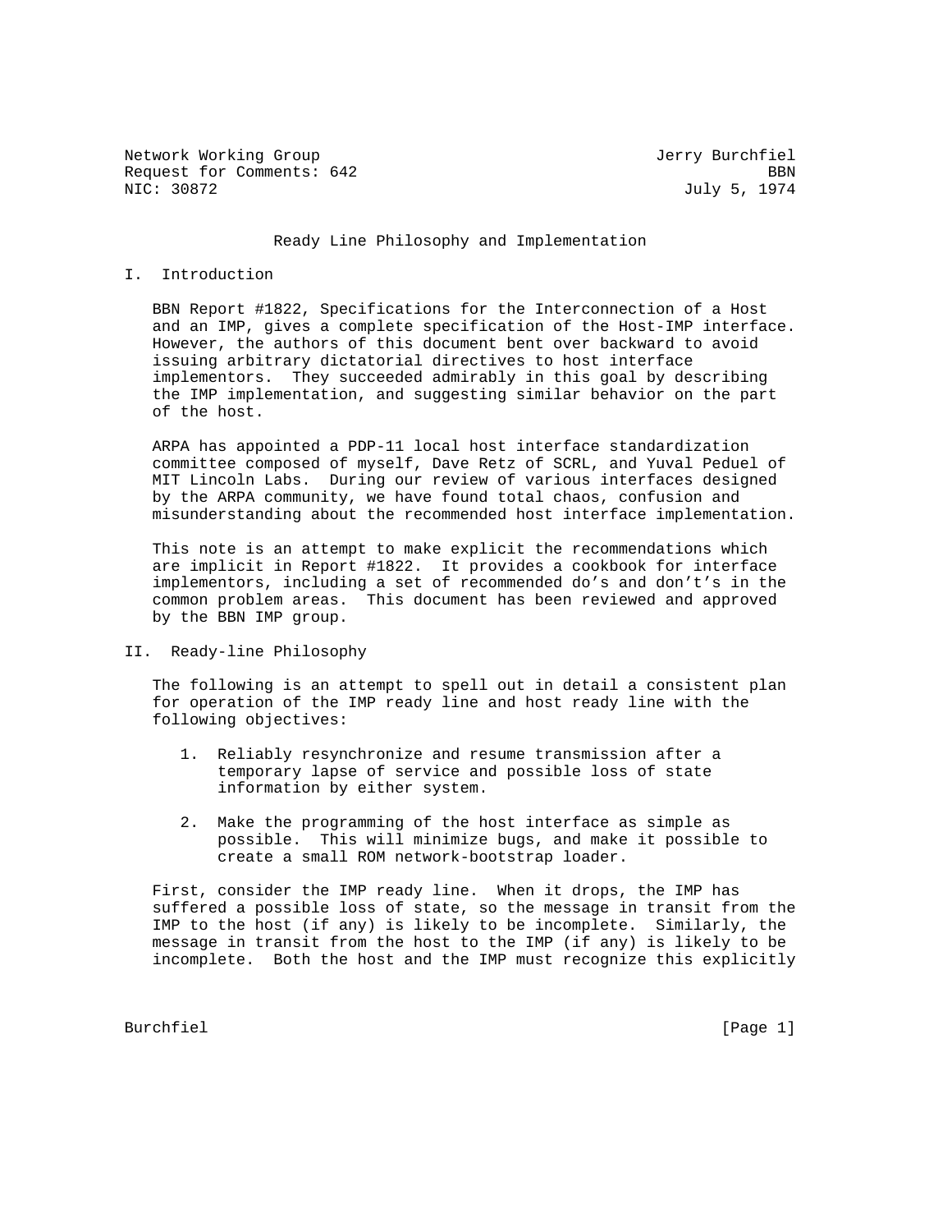Network Working Group                                    Jerry Burchfiel
Request for Comments: 642                                            BBN
NIC: 30872                                                  July 5, 1974

# Ready Line Philosophy and Implementation

## I. Introduction

BBN Report #1822, Specifications for the Interconnection of a Host and an IMP, gives a complete specification of the Host-IMP interface. However, the authors of this document bent over backward to avoid issuing arbitrary dictatorial directives to host interface implementors. They succeeded admirably in this goal by describing the IMP implementation, and suggesting similar behavior on the part of the host.

ARPA has appointed a PDP-11 local host interface standardization committee composed of myself, Dave Retz of SCRL, and Yuval Peduel of MIT Lincoln Labs. During our review of various interfaces designed by the ARPA community, we have found total chaos, confusion and misunderstanding about the recommended host interface implementation.

This note is an attempt to make explicit the recommendations which are implicit in Report #1822. It provides a cookbook for interface implementors, including a set of recommended do's and don't's in the common problem areas. This document has been reviewed and approved by the BBN IMP group.

## II. Ready-line Philosophy

The following is an attempt to spell out in detail a consistent plan for operation of the IMP ready line and host ready line with the following objectives:

1. Reliably resynchronize and resume transmission after a temporary lapse of service and possible loss of state information by either system.

2. Make the programming of the host interface as simple as possible. This will minimize bugs, and make it possible to create a small ROM network-bootstrap loader.

First, consider the IMP ready line. When it drops, the IMP has suffered a possible loss of state, so the message in transit from the IMP to the host (if any) is likely to be incomplete. Similarly, the message in transit from the host to the IMP (if any) is likely to be incomplete. Both the host and the IMP must recognize this explicitly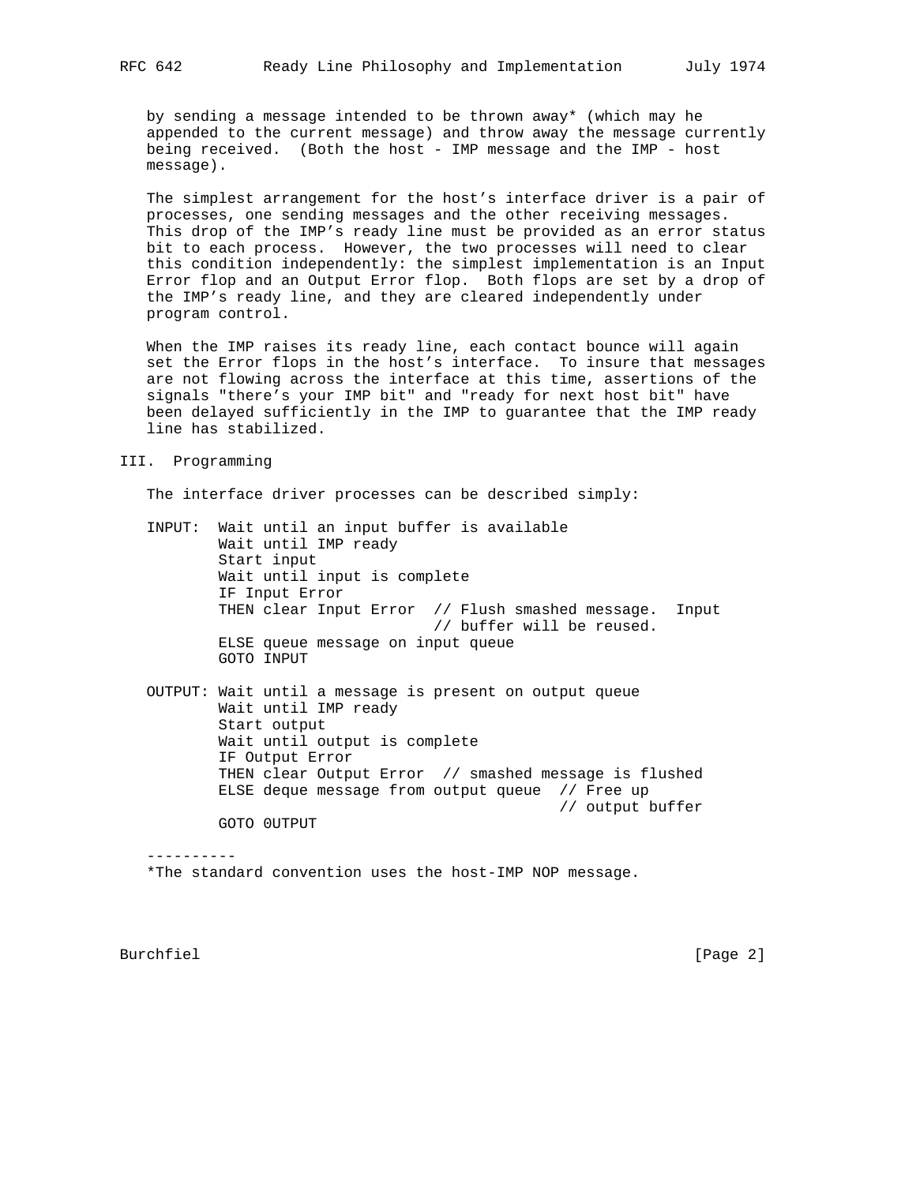by sending a message intended to be thrown away* (which may he appended to the current message) and throw away the message currently being received. (Both the host - IMP message and the IMP - host message).

The simplest arrangement for the host's interface driver is a pair of processes, one sending messages and the other receiving messages. This drop of the IMP's ready line must be provided as an error status bit to each process. However, the two processes will need to clear this condition independently: the simplest implementation is an Input Error flop and an Output Error flop. Both flops are set by a drop of the IMP's ready line, and they are cleared independently under program control.

When the IMP raises its ready line, each contact bounce will again set the Error flops in the host's interface. To insure that messages are not flowing across the interface at this time, assertions of the signals "there's your IMP bit" and "ready for next host bit" have been delayed sufficiently in the IMP to guarantee that the IMP ready line has stabilized.

## III. Programming

The interface driver processes can be described simply:

```
INPUT:  Wait until an input buffer is available
        Wait until IMP ready
        Start input
        Wait until input is complete
        IF Input Error
        THEN clear Input Error  // Flush smashed message.  Input
                                // buffer will be reused.
        ELSE queue message on input queue
        GOTO INPUT

OUTPUT: Wait until a message is present on output queue
        Wait until IMP ready
        Start output
        Wait until output is complete
        IF Output Error
        THEN clear Output Error  // smashed message is flushed
        ELSE deque message from output queue  // Free up
                                              // output buffer
        GOTO 0UTPUT
```

----------

*The standard convention uses the host-IMP NOP message.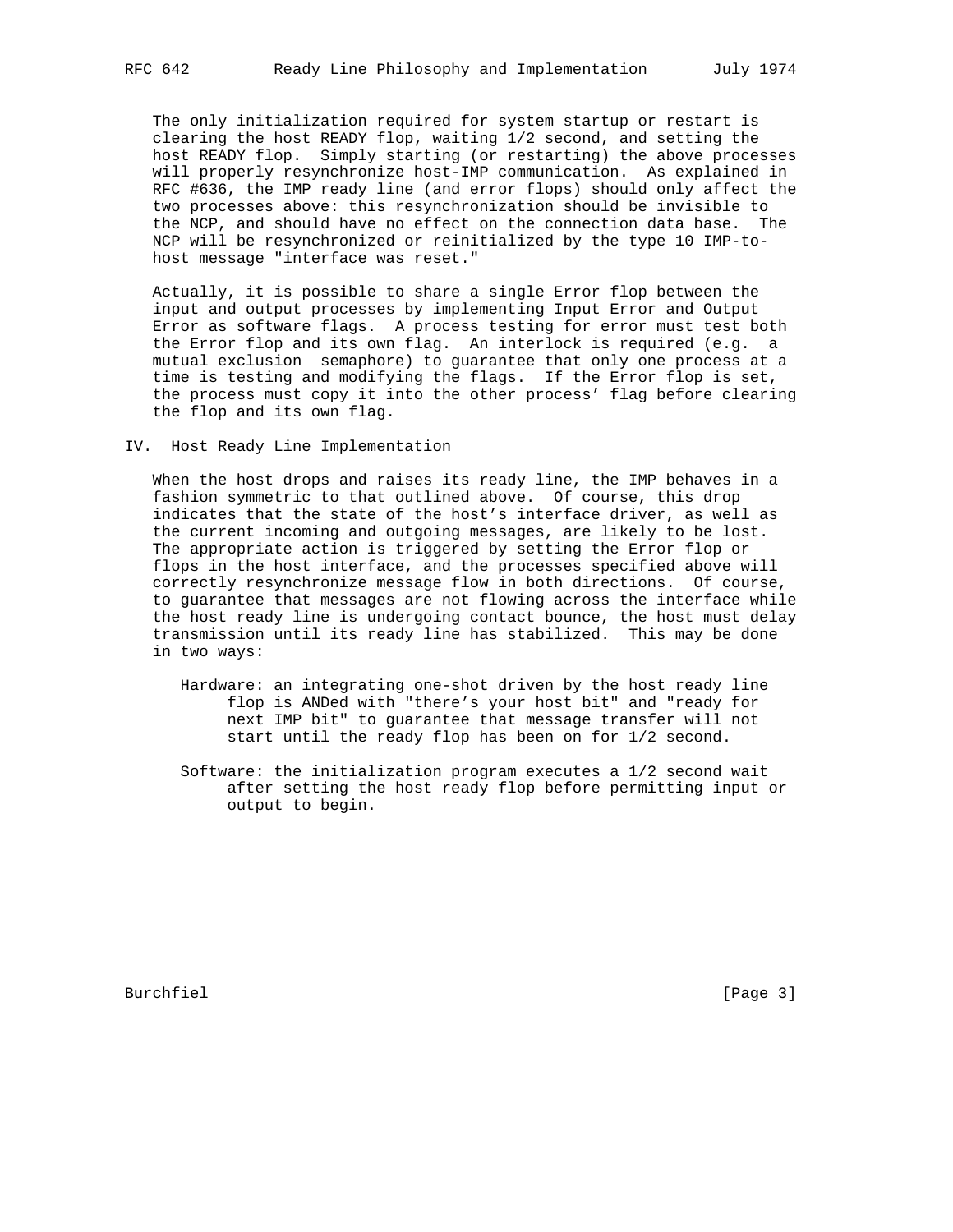The only initialization required for system startup or restart is clearing the host READY flop, waiting 1/2 second, and setting the host READY flop. Simply starting (or restarting) the above processes will properly resynchronize host-IMP communication. As explained in RFC #636, the IMP ready line (and error flops) should only affect the two processes above: this resynchronization should be invisible to the NCP, and should have no effect on the connection data base. The NCP will be resynchronized or reinitialized by the type 10 IMP-to-host message "interface was reset."

Actually, it is possible to share a single Error flop between the input and output processes by implementing Input Error and Output Error as software flags. A process testing for error must test both the Error flop and its own flag. An interlock is required (e.g. a mutual exclusion semaphore) to guarantee that only one process at a time is testing and modifying the flags. If the Error flop is set, the process must copy it into the other process' flag before clearing the flop and its own flag.

## IV. Host Ready Line Implementation

When the host drops and raises its ready line, the IMP behaves in a fashion symmetric to that outlined above. Of course, this drop indicates that the state of the host's interface driver, as well as the current incoming and outgoing messages, are likely to be lost. The appropriate action is triggered by setting the Error flop or flops in the host interface, and the processes specified above will correctly resynchronize message flow in both directions. Of course, to guarantee that messages are not flowing across the interface while the host ready line is undergoing contact bounce, the host must delay transmission until its ready line has stabilized. This may be done in two ways:

Hardware: an integrating one-shot driven by the host ready line flop is ANDed with "there's your host bit" and "ready for next IMP bit" to guarantee that message transfer will not start until the ready flop has been on for 1/2 second.

Software: the initialization program executes a 1/2 second wait after setting the host ready flop before permitting input or output to begin.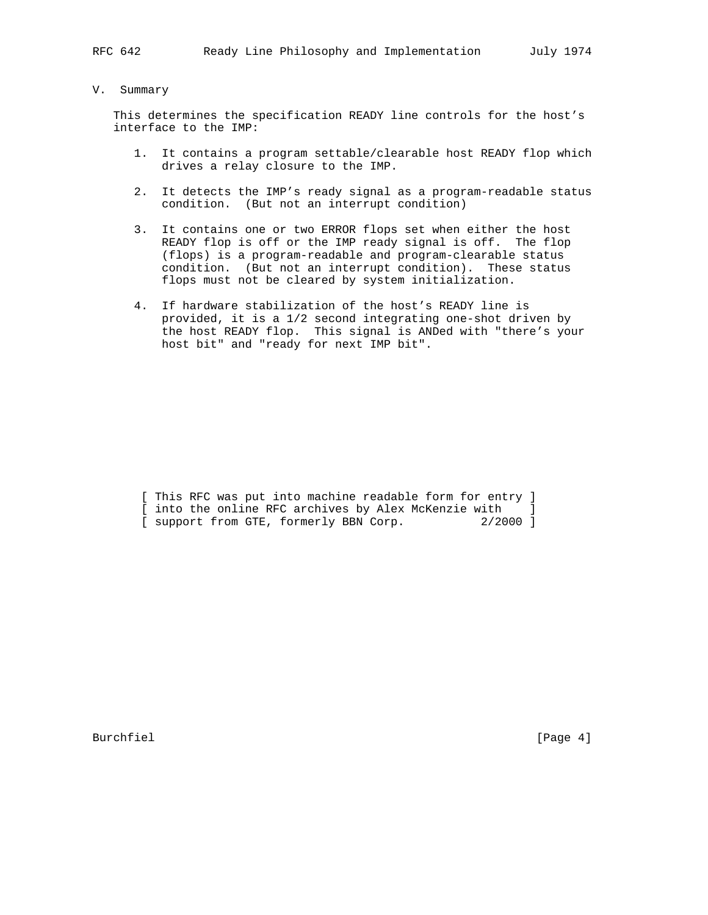## V. Summary

This determines the specification READY line controls for the host's interface to the IMP:

1. It contains a program settable/clearable host READY flop which drives a relay closure to the IMP.

2. It detects the IMP's ready signal as a program-readable status condition. (But not an interrupt condition)

3. It contains one or two ERROR flops set when either the host READY flop is off or the IMP ready signal is off. The flop (flops) is a program-readable and program-clearable status condition. (But not an interrupt condition). These status flops must not be cleared by system initialization.

4. If hardware stabilization of the host's READY line is provided, it is a 1/2 second integrating one-shot driven by the host READY flop. This signal is ANDed with "there's your host bit" and "ready for next IMP bit".

[ This RFC was put into machine readable form for entry ]
[ into the online RFC archives by Alex McKenzie with ]
[ support from GTE, formerly BBN Corp. 2/2000 ]